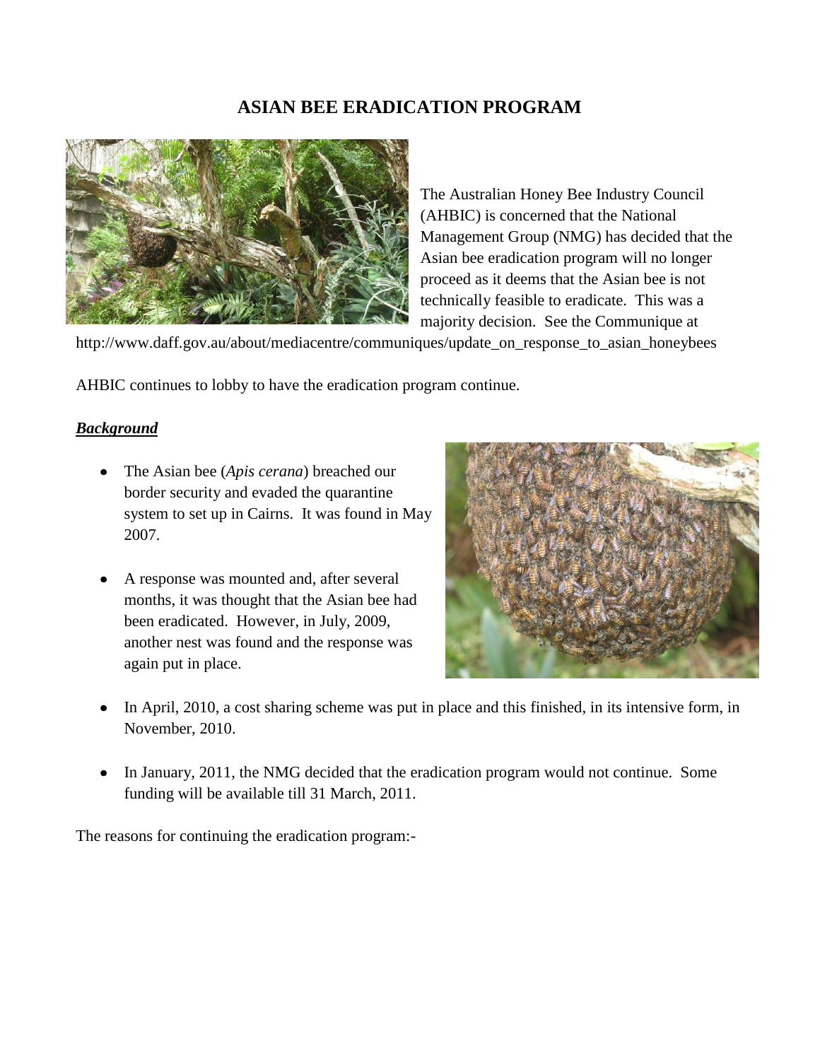# ASIAN BEE ERADICATION PROGRAM

The Australian Honey Bee Industry Council (AHBIC) is concerned that the National Management Group (NMG) has decided that the Asian bee eradication program will no longer proceed as it deems that the Asian bee is not technically feasible to eradicate. This was a majority decision. See the Communique at http://www.daff.gov.au/about/mediacentre/communiques/update_on_response_to_asian_honeybees

AHBIC continues to lobby to have the eradication program continue.

***Background***

- The Asian bee (*Apis cerana*) breached our border security and evaded the quarantine system to set up in Cairns. It was found in May 2007.
- A response was mounted and, after several months, it was thought that the Asian bee had been eradicated. However, in July, 2009, another nest was found and the response was again put in place.
- In April, 2010, a cost sharing scheme was put in place and this finished, in its intensive form, in November, 2010.
- In January, 2011, the NMG decided that the eradication program would not continue. Some funding will be available till 31 March, 2011.

The reasons for continuing the eradication program:-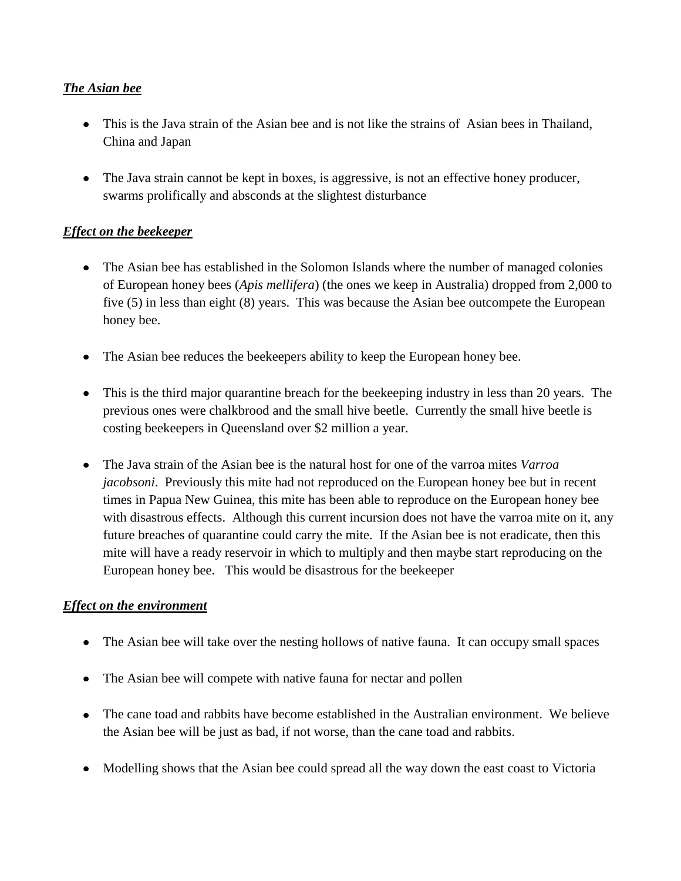***The Asian bee***

- This is the Java strain of the Asian bee and is not like the strains of Asian bees in Thailand, China and Japan
- The Java strain cannot be kept in boxes, is aggressive, is not an effective honey producer, swarms prolifically and absconds at the slightest disturbance

***Effect on the beekeeper***

- The Asian bee has established in the Solomon Islands where the number of managed colonies of European honey bees (*Apis mellifera*) (the ones we keep in Australia) dropped from 2,000 to five (5) in less than eight (8) years. This was because the Asian bee outcompete the European honey bee.
- The Asian bee reduces the beekeepers ability to keep the European honey bee.
- This is the third major quarantine breach for the beekeeping industry in less than 20 years. The previous ones were chalkbrood and the small hive beetle. Currently the small hive beetle is costing beekeepers in Queensland over $2 million a year.
- The Java strain of the Asian bee is the natural host for one of the varroa mites *Varroa jacobsoni*. Previously this mite had not reproduced on the European honey bee but in recent times in Papua New Guinea, this mite has been able to reproduce on the European honey bee with disastrous effects. Although this current incursion does not have the varroa mite on it, any future breaches of quarantine could carry the mite. If the Asian bee is not eradicate, then this mite will have a ready reservoir in which to multiply and then maybe start reproducing on the European honey bee. This would be disastrous for the beekeeper

***Effect on the environment***

- The Asian bee will take over the nesting hollows of native fauna. It can occupy small spaces
- The Asian bee will compete with native fauna for nectar and pollen
- The cane toad and rabbits have become established in the Australian environment. We believe the Asian bee will be just as bad, if not worse, than the cane toad and rabbits.
- Modelling shows that the Asian bee could spread all the way down the east coast to Victoria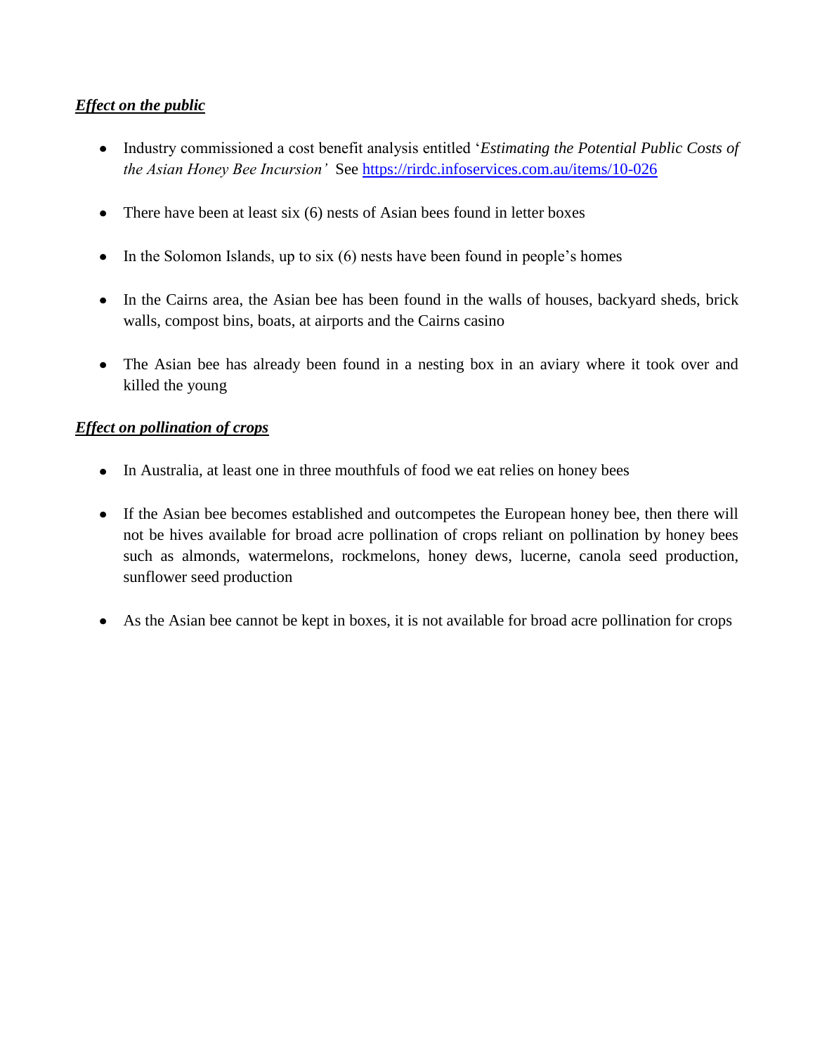***Effect on the public***

- Industry commissioned a cost benefit analysis entitled '*Estimating the Potential Public Costs of the Asian Honey Bee Incursion'* See [https://rirdc.infoservices.com.au/items/10-026](https://rirdc.infoservices.com.au/items/10-026)

- There have been at least six (6) nests of Asian bees found in letter boxes

- In the Solomon Islands, up to six (6) nests have been found in people's homes

- In the Cairns area, the Asian bee has been found in the walls of houses, backyard sheds, brick walls, compost bins, boats, at airports and the Cairns casino

- The Asian bee has already been found in a nesting box in an aviary where it took over and killed the young

***Effect on pollination of crops***

- In Australia, at least one in three mouthfuls of food we eat relies on honey bees

- If the Asian bee becomes established and outcompetes the European honey bee, then there will not be hives available for broad acre pollination of crops reliant on pollination by honey bees such as almonds, watermelons, rockmelons, honey dews, lucerne, canola seed production, sunflower seed production

- As the Asian bee cannot be kept in boxes, it is not available for broad acre pollination for crops